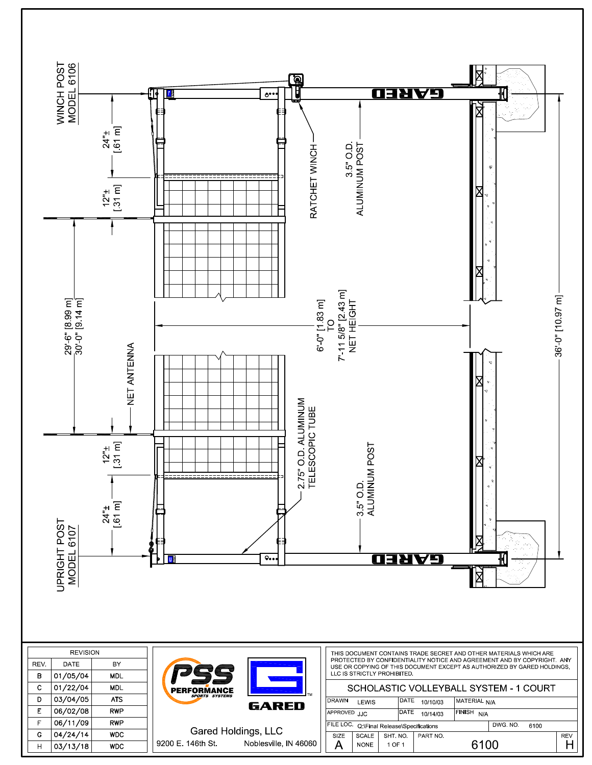WINCH POST MODEL 6106

UPRIGHT POST MODEL 6107

RATCHET WINCH

3.5" O.D. ALUMINUM POST

24"± [.61 m]

12"± [.31 m]

29'-6" [8.99 m]
30'-0" [9.14 m]

NET ANTENNA

6'-0" [1.83 m] TO 7'-11 5/8" [2.43 m] NET HEIGHT

36'-0" [10.97 m]

2.75" O.D. ALUMINUM TELESCOPIC TUBE

GARED

| REVISION | | |
|---|---|---|
| REV. | DATE | BY |
| B | 01/05/04 | MDL |
| C | 01/22/04 | MDL |
| D | 03/04/05 | ATS |
| E | 06/02/08 | RWP |
| F | 06/11/09 | RWP |
| G | 04/24/14 | WDC |
| H | 03/13/18 | WDC |

PSS PERFORMANCE SPORTS SYSTEMS

GARED™

Gared Holdings, LLC
9200 E. 146th St. Noblesville, IN 46060

THIS DOCUMENT CONTAINS TRADE SECRET AND OTHER MATERIALS WHICH ARE PROTECTED BY CONFIDENTIALITY NOTICE AND AGREEMENT AND BY COPYRIGHT. ANY USE OR COPYING OF THIS DOCUMENT EXCEPT AS AUTHORIZED BY GARED HOLDINGS, LLC IS STRICTLY PROHIBITED.

SCHOLASTIC VOLLEYBALL SYSTEM - 1 COURT

| DRAWN | LEWIS | DATE | 10/10/03 | MATERIAL | N/A |
|---|---|---|---|---|---|
| APPROVED | JJC | DATE | 10/14/03 | FINISH | N/A |
| FILE LOC. | Q:\Final Release\Specifications | | | DWG. NO. | 6100 |

| SIZE | SCALE | SHT. NO. | PART NO. | REV |
|---|---|---|---|---|
| A | NONE | 1 OF 1 | 6100 | H |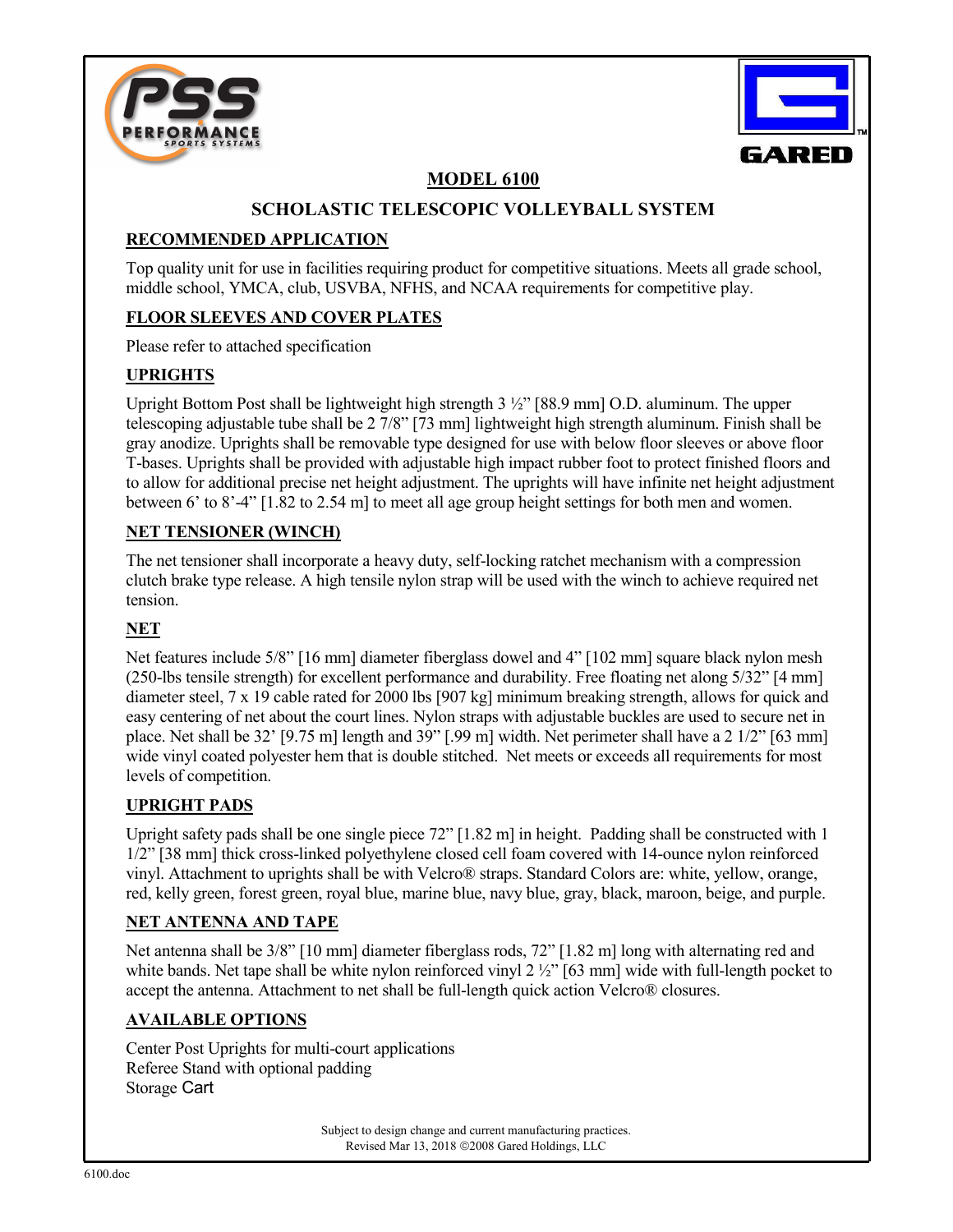PSS PERFORMANCE SPORTS SYSTEMS

GARED

# MODEL 6100

## SCHOLASTIC TELESCOPIC VOLLEYBALL SYSTEM

### RECOMMENDED APPLICATION

Top quality unit for use in facilities requiring product for competitive situations. Meets all grade school, middle school, YMCA, club, USVBA, NFHS, and NCAA requirements for competitive play.

### FLOOR SLEEVES AND COVER PLATES

Please refer to attached specification

### UPRIGHTS

Upright Bottom Post shall be lightweight high strength 3 ½" [88.9 mm] O.D. aluminum. The upper telescoping adjustable tube shall be 2 7/8" [73 mm] lightweight high strength aluminum. Finish shall be gray anodize. Uprights shall be removable type designed for use with below floor sleeves or above floor T-bases. Uprights shall be provided with adjustable high impact rubber foot to protect finished floors and to allow for additional precise net height adjustment. The uprights will have infinite net height adjustment between 6' to 8'-4" [1.82 to 2.54 m] to meet all age group height settings for both men and women.

### NET TENSIONER (WINCH)

The net tensioner shall incorporate a heavy duty, self-locking ratchet mechanism with a compression clutch brake type release. A high tensile nylon strap will be used with the winch to achieve required net tension.

### NET

Net features include 5/8" [16 mm] diameter fiberglass dowel and 4" [102 mm] square black nylon mesh (250-lbs tensile strength) for excellent performance and durability. Free floating net along 5/32" [4 mm] diameter steel, 7 x 19 cable rated for 2000 lbs [907 kg] minimum breaking strength, allows for quick and easy centering of net about the court lines. Nylon straps with adjustable buckles are used to secure net in place. Net shall be 32' [9.75 m] length and 39" [.99 m] width. Net perimeter shall have a 2 1/2" [63 mm] wide vinyl coated polyester hem that is double stitched. Net meets or exceeds all requirements for most levels of competition.

### UPRIGHT PADS

Upright safety pads shall be one single piece 72" [1.82 m] in height. Padding shall be constructed with 1 1/2" [38 mm] thick cross-linked polyethylene closed cell foam covered with 14-ounce nylon reinforced vinyl. Attachment to uprights shall be with Velcro® straps. Standard Colors are: white, yellow, orange, red, kelly green, forest green, royal blue, marine blue, navy blue, gray, black, maroon, beige, and purple.

### NET ANTENNA AND TAPE

Net antenna shall be 3/8" [10 mm] diameter fiberglass rods, 72" [1.82 m] long with alternating red and white bands. Net tape shall be white nylon reinforced vinyl 2 ½" [63 mm] wide with full-length pocket to accept the antenna. Attachment to net shall be full-length quick action Velcro® closures.

### AVAILABLE OPTIONS

Center Post Uprights for multi-court applications
Referee Stand with optional padding
Storage Cart

Subject to design change and current manufacturing practices.
Revised Mar 13, 2018 ©2008 Gared Holdings, LLC

6100.doc